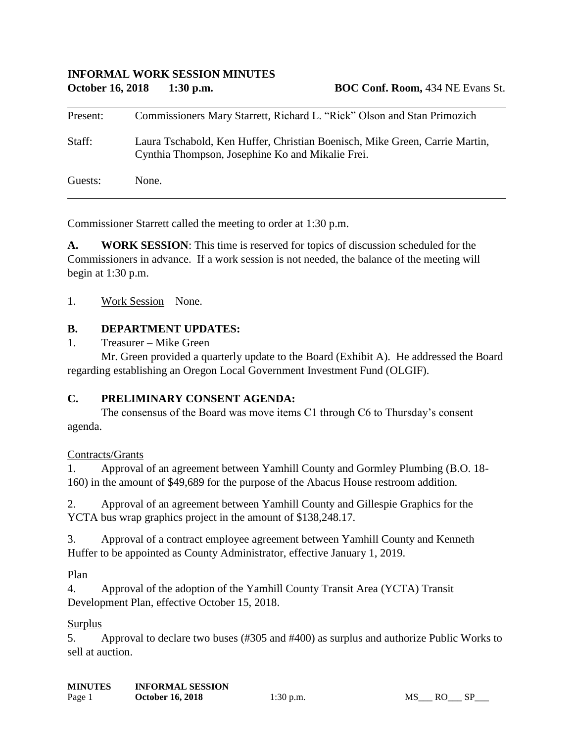**INFORMAL WORK SESSION MINUTES**

**October 16, 2018 1:30 p.m.** **BOC Conf. Room,** 434 NE Evans St.

---

| | |
|---|---|
| Present: | Commissioners Mary Starrett, Richard L. "Rick" Olson and Stan Primozich |
| Staff: | Laura Tschabold, Ken Huffer, Christian Boenisch, Mike Green, Carrie Martin, Cynthia Thompson, Josephine Ko and Mikalie Frei. |
| Guests: | None. |

---

Commissioner Starrett called the meeting to order at 1:30 p.m.

**A. WORK SESSION**: This time is reserved for topics of discussion scheduled for the Commissioners in advance. If a work session is not needed, the balance of the meeting will begin at 1:30 p.m.

1. Work Session – None.

**B. DEPARTMENT UPDATES:**

1. Treasurer – Mike Green

Mr. Green provided a quarterly update to the Board (Exhibit A). He addressed the Board regarding establishing an Oregon Local Government Investment Fund (OLGIF).

**C. PRELIMINARY CONSENT AGENDA:**

The consensus of the Board was move items C1 through C6 to Thursday's consent agenda.

Contracts/Grants

1. Approval of an agreement between Yamhill County and Gormley Plumbing (B.O. 18-160) in the amount of $49,689 for the purpose of the Abacus House restroom addition.

2. Approval of an agreement between Yamhill County and Gillespie Graphics for the YCTA bus wrap graphics project in the amount of $138,248.17.

3. Approval of a contract employee agreement between Yamhill County and Kenneth Huffer to be appointed as County Administrator, effective January 1, 2019.

Plan

4. Approval of the adoption of the Yamhill County Transit Area (YCTA) Transit Development Plan, effective October 15, 2018.

Surplus

5. Approval to declare two buses (#305 and #400) as surplus and authorize Public Works to sell at auction.

MS___ RO___ SP___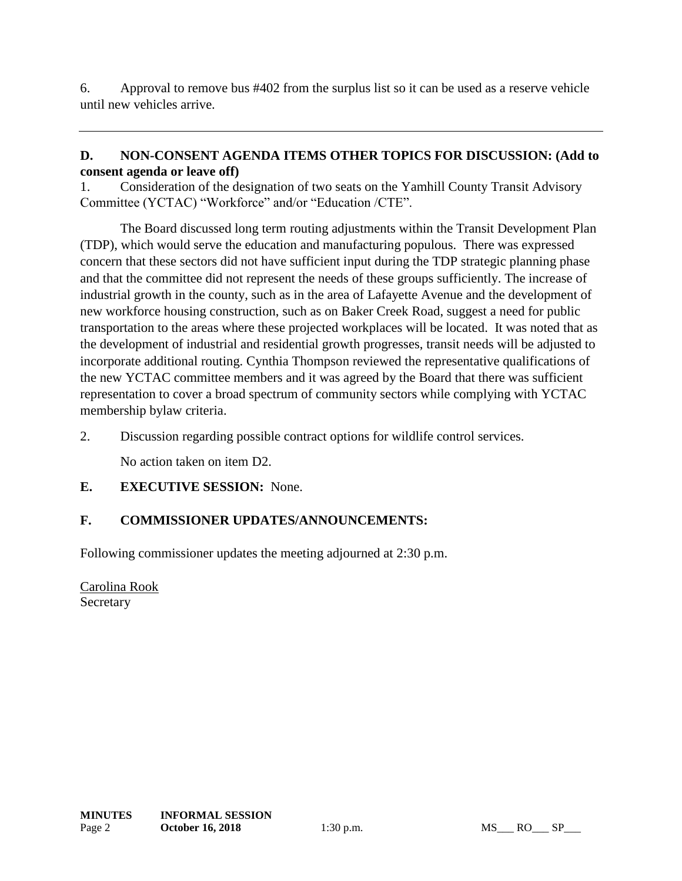6. Approval to remove bus #402 from the surplus list so it can be used as a reserve vehicle until new vehicles arrive.

---

**D. NON-CONSENT AGENDA ITEMS OTHER TOPICS FOR DISCUSSION: (Add to consent agenda or leave off)**

1. Consideration of the designation of two seats on the Yamhill County Transit Advisory Committee (YCTAC) "Workforce" and/or "Education /CTE".

The Board discussed long term routing adjustments within the Transit Development Plan (TDP), which would serve the education and manufacturing populous. There was expressed concern that these sectors did not have sufficient input during the TDP strategic planning phase and that the committee did not represent the needs of these groups sufficiently. The increase of industrial growth in the county, such as in the area of Lafayette Avenue and the development of new workforce housing construction, such as on Baker Creek Road, suggest a need for public transportation to the areas where these projected workplaces will be located. It was noted that as the development of industrial and residential growth progresses, transit needs will be adjusted to incorporate additional routing. Cynthia Thompson reviewed the representative qualifications of the new YCTAC committee members and it was agreed by the Board that there was sufficient representation to cover a broad spectrum of community sectors while complying with YCTAC membership bylaw criteria.

2. Discussion regarding possible contract options for wildlife control services.

No action taken on item D2.

**E. EXECUTIVE SESSION:** None.

**F. COMMISSIONER UPDATES/ANNOUNCEMENTS:**

Following commissioner updates the meeting adjourned at 2:30 p.m.

Carolina Rook
Secretary